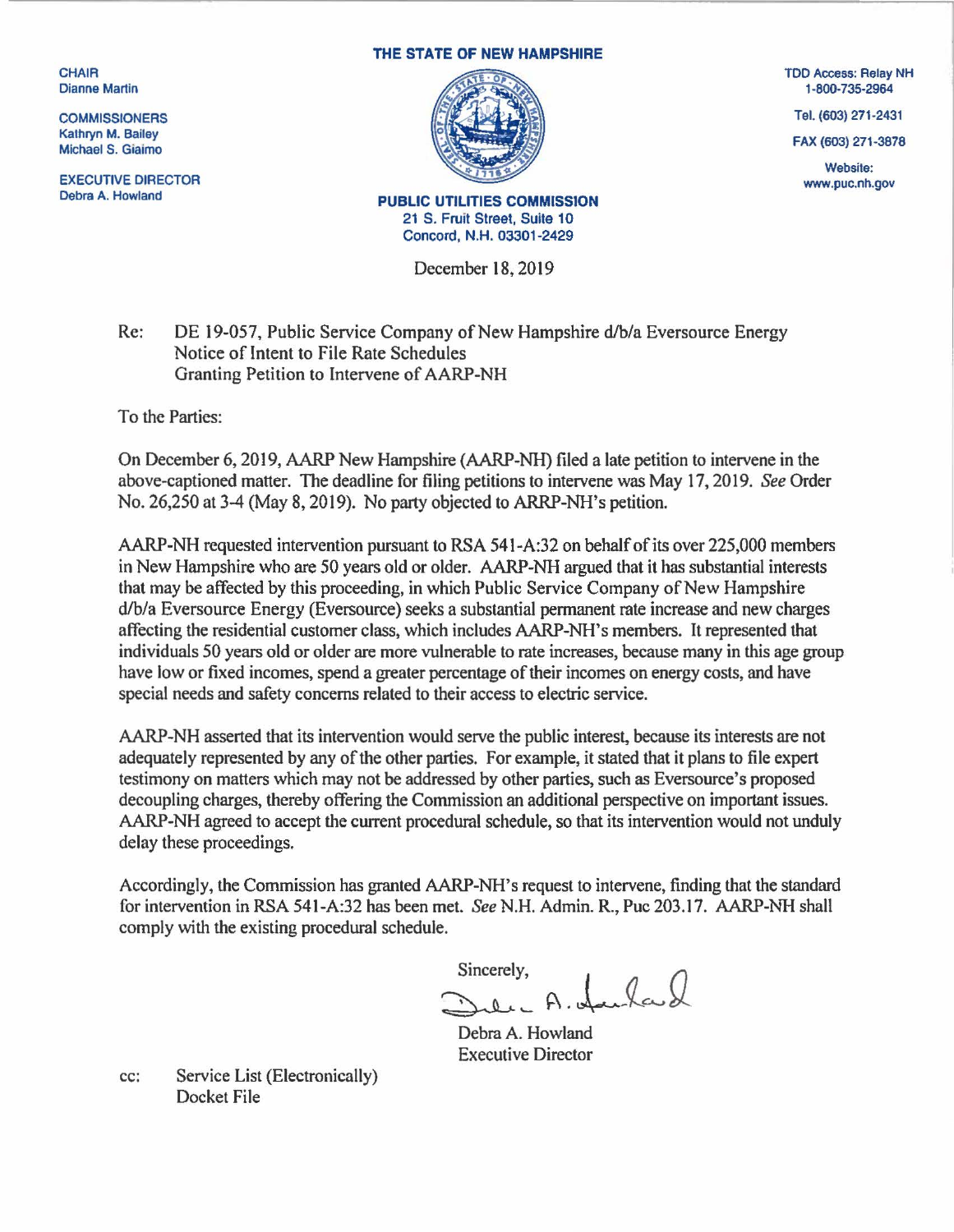CHAIR
Dianne Martin

COMMISSIONERS
Kathryn M. Bailey
Michael S. Giaimo

EXECUTIVE DIRECTOR
Debra A. Howland

**THE STATE OF NEW HAMPSHIRE**

**PUBLIC UTILITIES COMMISSION**
21 S. Fruit Street, Suite 10
Concord, N.H. 03301-2429

TDD Access: Relay NH
1-800-735-2964

Tel. (603) 271-2431

FAX (603) 271-3878

Website:
www.puc.nh.gov

December 18, 2019

Re: DE 19-057, Public Service Company of New Hampshire d/b/a Eversource Energy
Notice of Intent to File Rate Schedules
Granting Petition to Intervene of AARP-NH

To the Parties:

On December 6, 2019, AARP New Hampshire (AARP-NH) filed a late petition to intervene in the above-captioned matter. The deadline for filing petitions to intervene was May 17, 2019. *See* Order No. 26,250 at 3-4 (May 8, 2019). No party objected to ARRP-NH's petition.

AARP-NH requested intervention pursuant to RSA 541-A:32 on behalf of its over 225,000 members in New Hampshire who are 50 years old or older. AARP-NH argued that it has substantial interests that may be affected by this proceeding, in which Public Service Company of New Hampshire d/b/a Eversource Energy (Eversource) seeks a substantial permanent rate increase and new charges affecting the residential customer class, which includes AARP-NH's members. It represented that individuals 50 years old or older are more vulnerable to rate increases, because many in this age group have low or fixed incomes, spend a greater percentage of their incomes on energy costs, and have special needs and safety concerns related to their access to electric service.

AARP-NH asserted that its intervention would serve the public interest, because its interests are not adequately represented by any of the other parties. For example, it stated that it plans to file expert testimony on matters which may not be addressed by other parties, such as Eversource's proposed decoupling charges, thereby offering the Commission an additional perspective on important issues. AARP-NH agreed to accept the current procedural schedule, so that its intervention would not unduly delay these proceedings.

Accordingly, the Commission has granted AARP-NH's request to intervene, finding that the standard for intervention in RSA 541-A:32 has been met. *See* N.H. Admin. R., Puc 203.17. AARP-NH shall comply with the existing procedural schedule.

Sincerely,

Debra A. Howland
Executive Director

cc: Service List (Electronically)
Docket File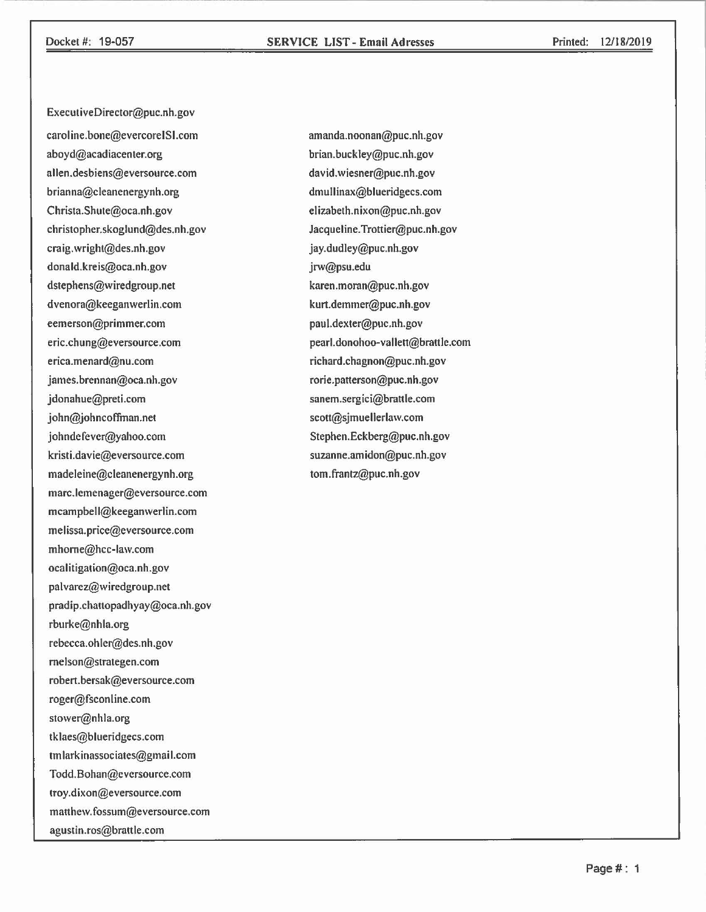Docket #: 19-057

## SERVICE LIST - Email Adresses

Printed: 12/18/2019

ExecutiveDirector@puc.nh.gov

caroline.bone@evercoreISI.com
aboyd@acadiacenter.org
allen.desbiens@eversource.com
brianna@cleanenergynh.org
Christa.Shute@oca.nh.gov
christopher.skoglund@des.nh.gov
craig.wright@des.nh.gov
donald.kreis@oca.nh.gov
dstephens@wiredgroup.net
dvenora@keeganwerlin.com
eemerson@primmer.com
eric.chung@eversource.com
erica.menard@nu.com
james.brennan@oca.nh.gov
jdonahue@preti.com
john@johncoffman.net
johndefever@yahoo.com
kristi.davie@eversource.com
madeleine@cleanenergynh.org
marc.lemenager@eversource.com
mcampbell@keeganwerlin.com
melissa.price@eversource.com
mhorne@hcc-law.com
ocalitigation@oca.nh.gov
palvarez@wiredgroup.net
pradip.chattopadhyay@oca.nh.gov
rburke@nhla.org
rebecca.ohler@des.nh.gov
rnelson@strategen.com
robert.bersak@eversource.com
roger@fsconline.com
stower@nhla.org
tklaes@blueridgecs.com
tmlarkinassociates@gmail.com
Todd.Bohan@eversource.com
troy.dixon@eversource.com
matthew.fossum@eversource.com
agustin.ros@brattle.com
amanda.noonan@puc.nh.gov
brian.buckley@puc.nh.gov
david.wiesner@puc.nh.gov
dmullinax@blueridgecs.com
elizabeth.nixon@puc.nh.gov
Jacqueline.Trottier@puc.nh.gov
jay.dudley@puc.nh.gov
jrw@psu.edu
karen.moran@puc.nh.gov
kurt.demmer@puc.nh.gov
paul.dexter@puc.nh.gov
pearl.donohoo-vallett@brattle.com
richard.chagnon@puc.nh.gov
rorie.patterson@puc.nh.gov
sanem.sergici@brattle.com
scott@sjmuellerlaw.com
Stephen.Eckberg@puc.nh.gov
suzanne.amidon@puc.nh.gov
tom.frantz@puc.nh.gov